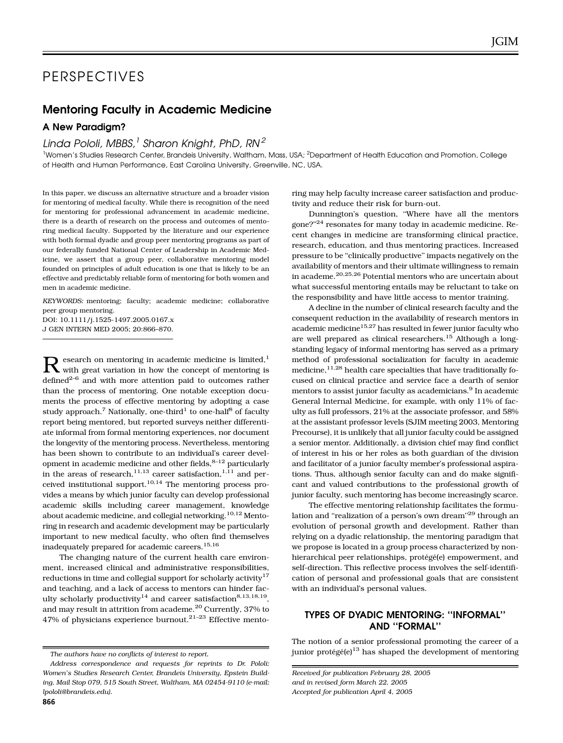# PERSPECTIVES

## Mentoring Faculty in Academic Medicine

### A New Paradigm?

*Linda Pololi, MBBS,[1] Sharon Knight, PhD, RN[2]*

[1]Women's Studies Research Center, Brandeis University, Waltham, Mass, USA; [2]Department of Health Education and Promotion, College of Health and Human Performance, East Carolina University, Greenville, NC, USA.

In this paper, we discuss an alternative structure and a broader vision for mentoring of medical faculty. While there is recognition of the need for mentoring for professional advancement in academic medicine, there is a dearth of research on the process and outcomes of mentoring medical faculty. Supported by the literature and our experience with both formal dyadic and group peer mentoring programs as part of our federally funded National Center of Leadership in Academic Medicine, we assert that a group peer, collaborative mentoring model founded on principles of adult education is one that is likely to be an effective and predictably reliable form of mentoring for both women and men in academic medicine.

*KEYWORDS:* mentoring; faculty; academic medicine; collaborative peer group mentoring.

DOI: 10.1111/j.1525-1497.2005.0167.x

J GEN INTERN MED 2005; 20:866–870.

Research on mentoring in academic medicine is limited,[1] with great variation in how the concept of mentoring is defined[2–6] and with more attention paid to outcomes rather than the process of mentoring. One notable exception documents the process of effective mentoring by adopting a case study approach.[7] Nationally, one-third[1] to one-half[8] of faculty report being mentored, but reported surveys neither differentiate informal from formal mentoring experiences, nor document the longevity of the mentoring process. Nevertheless, mentoring has been shown to contribute to an individual's career development in academic medicine and other fields,[8–12] particularly in the areas of research,[11,13] career satisfaction,[1,11] and perceived institutional support.[10,14] The mentoring process provides a means by which junior faculty can develop professional academic skills including career management, knowledge about academic medicine, and collegial networking.[10,12] Mentoring in research and academic development may be particularly important to new medical faculty, who often find themselves inadequately prepared for academic careers.[15,16]

The changing nature of the current health care environment, increased clinical and administrative responsibilities, reductions in time and collegial support for scholarly activity[17] and teaching, and a lack of access to mentors can hinder faculty scholarly productivity[14] and career satisfaction[8,13,18,19], and may result in attrition from academe.[20] Currently, 37% to 47% of physicians experience burnout.[21–23] Effective mentoring may help faculty increase career satisfaction and productivity and reduce their risk for burn-out.

Dunnington's question, "Where have all the mentors gone?"[24] resonates for many today in academic medicine. Recent changes in medicine are transforming clinical practice, research, education, and thus mentoring practices. Increased pressure to be "clinically productive" impacts negatively on the availability of mentors and their ultimate willingness to remain in academe.[20,25,26] Potential mentors who are uncertain about what successful mentoring entails may be reluctant to take on the responsibility and have little access to mentor training.

A decline in the number of clinical research faculty and the consequent reduction in the availability of research mentors in academic medicine[15,27] has resulted in fewer junior faculty who are well prepared as clinical researchers.[15] Although a longstanding legacy of informal mentoring has served as a primary method of professional socialization for faculty in academic medicine,[11,28] health care specialties that have traditionally focused on clinical practice and service face a dearth of senior mentors to assist junior faculty as academicians.[9] In academic General Internal Medicine, for example, with only 11% of faculty as full professors, 21% at the associate professor, and 58% at the assistant professor levels (SJIM meeting 2003, Mentoring Precourse), it is unlikely that all junior faculty could be assigned a senior mentor. Additionally, a division chief may find conflict of interest in his or her roles as both guardian of the division and facilitator of a junior faculty member's professional aspirations. Thus, although senior faculty can and do make significant and valued contributions to the professional growth of junior faculty, such mentoring has become increasingly scarce.

The effective mentoring relationship facilitates the formulation and "realization of a person's own dream"[29] through an evolution of personal growth and development. Rather than relying on a dyadic relationship, the mentoring paradigm that we propose is located in a group process characterized by nonhierarchical peer relationships, protégé(e) empowerment, and self-direction. This reflective process involves the self-identification of personal and professional goals that are consistent with an individual's personal values.

## TYPES OF DYADIC MENTORING: "INFORMAL" AND "FORMAL"

The notion of a senior professional promoting the career of a junior protégé(e)[13] has shaped the development of mentoring

*The authors have no conflicts of interest to report.*

*Address correspondence and requests for reprints to Dr. Pololi: Women's Studies Research Center, Brandeis University, Epstein Building, Mail Stop 079, 515 South Street, Waltham, MA 02454-9110 (e-mail: lpololi@brandeis.edu).*

*Received for publication February 28, 2005*
*and in revised form March 22, 2005*
*Accepted for publication April 4, 2005*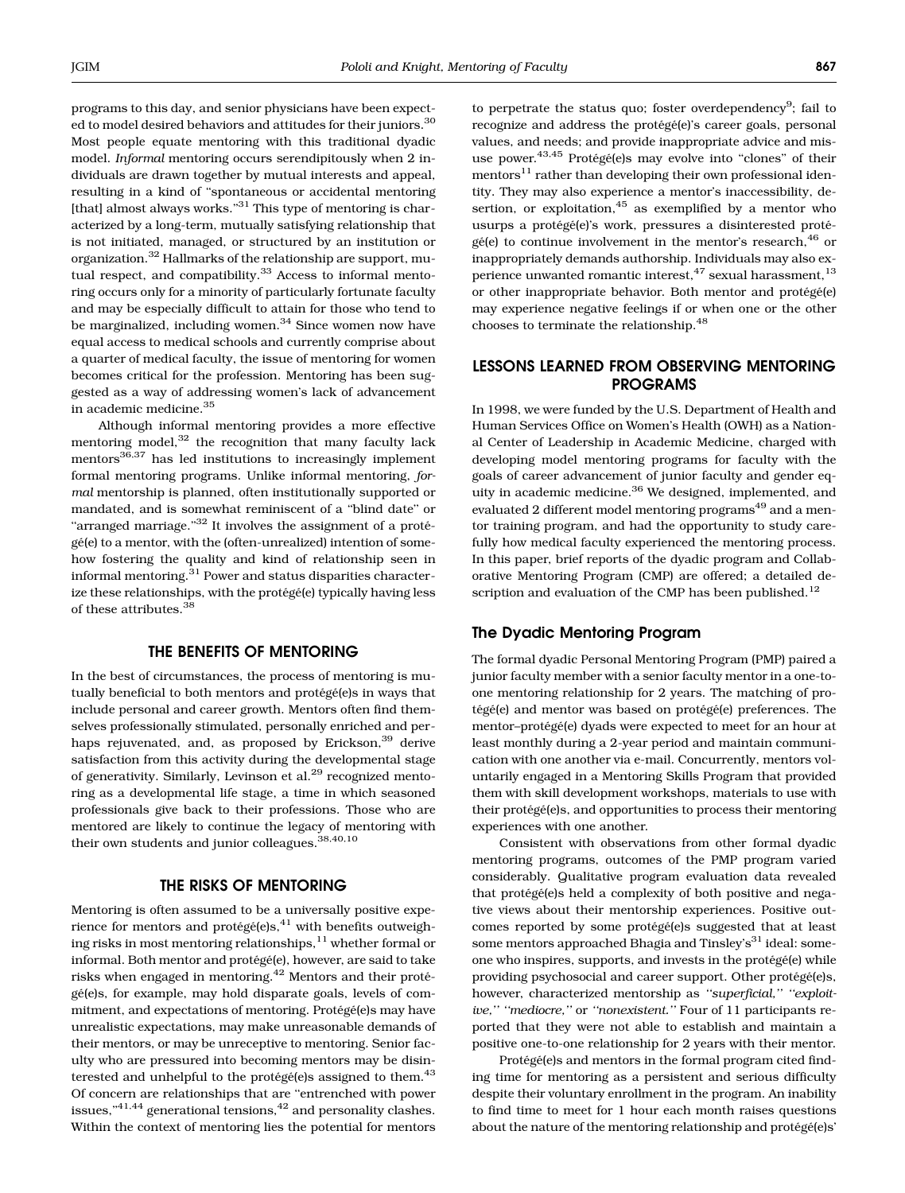programs to this day, and senior physicians have been expected to model desired behaviors and attitudes for their juniors.[30] Most people equate mentoring with this traditional dyadic model. *Informal* mentoring occurs serendipitously when 2 individuals are drawn together by mutual interests and appeal, resulting in a kind of "spontaneous or accidental mentoring [that] almost always works."[31] This type of mentoring is characterized by a long-term, mutually satisfying relationship that is not initiated, managed, or structured by an institution or organization.[32] Hallmarks of the relationship are support, mutual respect, and compatibility.[33] Access to informal mentoring occurs only for a minority of particularly fortunate faculty and may be especially difficult to attain for those who tend to be marginalized, including women.[34] Since women now have equal access to medical schools and currently comprise about a quarter of medical faculty, the issue of mentoring for women becomes critical for the profession. Mentoring has been suggested as a way of addressing women's lack of advancement in academic medicine.[35]

Although informal mentoring provides a more effective mentoring model,[32] the recognition that many faculty lack mentors[36,37] has led institutions to increasingly implement formal mentoring programs. Unlike informal mentoring, *formal* mentorship is planned, often institutionally supported or mandated, and is somewhat reminiscent of a "blind date" or "arranged marriage."[32] It involves the assignment of a protégé(e) to a mentor, with the (often-unrealized) intention of somehow fostering the quality and kind of relationship seen in informal mentoring.[31] Power and status disparities characterize these relationships, with the protégé(e) typically having less of these attributes.[38]

## THE BENEFITS OF MENTORING

In the best of circumstances, the process of mentoring is mutually beneficial to both mentors and protégé(e)s in ways that include personal and career growth. Mentors often find themselves professionally stimulated, personally enriched and perhaps rejuvenated, and, as proposed by Erickson,[39] derive satisfaction from this activity during the developmental stage of generativity. Similarly, Levinson et al.[29] recognized mentoring as a developmental life stage, a time in which seasoned professionals give back to their professions. Those who are mentored are likely to continue the legacy of mentoring with their own students and junior colleagues.[38,40,10]

## THE RISKS OF MENTORING

Mentoring is often assumed to be a universally positive experience for mentors and protégé(e)s,[41] with benefits outweighing risks in most mentoring relationships,[11] whether formal or informal. Both mentor and protégé(e), however, are said to take risks when engaged in mentoring.[42] Mentors and their protégé(e)s, for example, may hold disparate goals, levels of commitment, and expectations of mentoring. Protégé(e)s may have unrealistic expectations, may make unreasonable demands of their mentors, or may be unreceptive to mentoring. Senior faculty who are pressured into becoming mentors may be disinterested and unhelpful to the protégé(e)s assigned to them.[43] Of concern are relationships that are "entrenched with power issues,"[41,44] generational tensions,[42] and personality clashes. Within the context of mentoring lies the potential for mentors to perpetrate the status quo; foster overdependency[9]; fail to recognize and address the protégé(e)'s career goals, personal values, and needs; and provide inappropriate advice and misuse power.[43,45] Protégé(e)s may evolve into "clones" of their mentors[11] rather than developing their own professional identity. They may also experience a mentor's inaccessibility, desertion, or exploitation,[45] as exemplified by a mentor who usurps a protégé(e)'s work, pressures a disinterested protégé(e) to continue involvement in the mentor's research,[46] or inappropriately demands authorship. Individuals may also experience unwanted romantic interest,[47] sexual harassment,[13] or other inappropriate behavior. Both mentor and protégé(e) may experience negative feelings if or when one or the other chooses to terminate the relationship.[48]

## LESSONS LEARNED FROM OBSERVING MENTORING PROGRAMS

In 1998, we were funded by the U.S. Department of Health and Human Services Office on Women's Health (OWH) as a National Center of Leadership in Academic Medicine, charged with developing model mentoring programs for faculty with the goals of career advancement of junior faculty and gender equity in academic medicine.[36] We designed, implemented, and evaluated 2 different model mentoring programs[49] and a mentor training program, and had the opportunity to study carefully how medical faculty experienced the mentoring process. In this paper, brief reports of the dyadic program and Collaborative Mentoring Program (CMP) are offered; a detailed description and evaluation of the CMP has been published.[12]

### The Dyadic Mentoring Program

The formal dyadic Personal Mentoring Program (PMP) paired a junior faculty member with a senior faculty mentor in a one-to-one mentoring relationship for 2 years. The matching of protégé(e) and mentor was based on protégé(e) preferences. The mentor–protégé(e) dyads were expected to meet for an hour at least monthly during a 2-year period and maintain communication with one another via e-mail. Concurrently, mentors voluntarily engaged in a Mentoring Skills Program that provided them with skill development workshops, materials to use with their protégé(e)s, and opportunities to process their mentoring experiences with one another.

Consistent with observations from other formal dyadic mentoring programs, outcomes of the PMP program varied considerably. Qualitative program evaluation data revealed that protégé(e)s held a complexity of both positive and negative views about their mentorship experiences. Positive outcomes reported by some protégé(e)s suggested that at least some mentors approached Bhagia and Tinsley's[31] ideal: someone who inspires, supports, and invests in the protégé(e) while providing psychosocial and career support. Other protégé(e)s, however, characterized mentorship as *"superficial," "exploitive," "mediocre,"* or *"nonexistent."* Four of 11 participants reported that they were not able to establish and maintain a positive one-to-one relationship for 2 years with their mentor.

Protégé(e)s and mentors in the formal program cited finding time for mentoring as a persistent and serious difficulty despite their voluntary enrollment in the program. An inability to find time to meet for 1 hour each month raises questions about the nature of the mentoring relationship and protégé(e)s'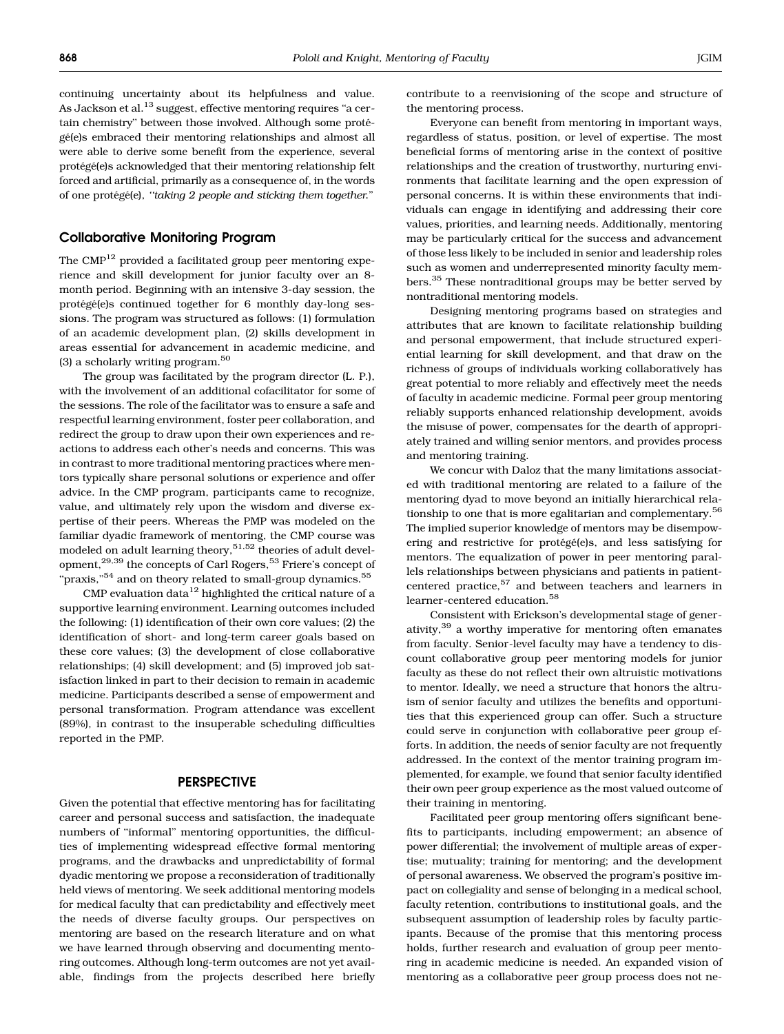continuing uncertainty about its helpfulness and value. As Jackson et al.[13] suggest, effective mentoring requires "a certain chemistry" between those involved. Although some protégé(e)s embraced their mentoring relationships and almost all were able to derive some benefit from the experience, several protégé(e)s acknowledged that their mentoring relationship felt forced and artificial, primarily as a consequence of, in the words of one protégé(e), *"taking 2 people and sticking them together."*

### Collaborative Monitoring Program

The CMP[12] provided a facilitated group peer mentoring experience and skill development for junior faculty over an 8-month period. Beginning with an intensive 3-day session, the protégé(e)s continued together for 6 monthly day-long sessions. The program was structured as follows: (1) formulation of an academic development plan, (2) skills development in areas essential for advancement in academic medicine, and (3) a scholarly writing program.[50]

The group was facilitated by the program director (L. P.), with the involvement of an additional cofacilitator for some of the sessions. The role of the facilitator was to ensure a safe and respectful learning environment, foster peer collaboration, and redirect the group to draw upon their own experiences and reactions to address each other's needs and concerns. This was in contrast to more traditional mentoring practices where mentors typically share personal solutions or experience and offer advice. In the CMP program, participants came to recognize, value, and ultimately rely upon the wisdom and diverse expertise of their peers. Whereas the PMP was modeled on the familiar dyadic framework of mentoring, the CMP course was modeled on adult learning theory,[51,52] theories of adult development,[29,39] the concepts of Carl Rogers,[53] Friere's concept of "praxis,"[54] and on theory related to small-group dynamics.[55]

CMP evaluation data[12] highlighted the critical nature of a supportive learning environment. Learning outcomes included the following: (1) identification of their own core values; (2) the identification of short- and long-term career goals based on these core values; (3) the development of close collaborative relationships; (4) skill development; and (5) improved job satisfaction linked in part to their decision to remain in academic medicine. Participants described a sense of empowerment and personal transformation. Program attendance was excellent (89%), in contrast to the insuperable scheduling difficulties reported in the PMP.

## PERSPECTIVE

Given the potential that effective mentoring has for facilitating career and personal success and satisfaction, the inadequate numbers of "informal" mentoring opportunities, the difficulties of implementing widespread effective formal mentoring programs, and the drawbacks and unpredictability of formal dyadic mentoring we propose a reconsideration of traditionally held views of mentoring. We seek additional mentoring models for medical faculty that can predictability and effectively meet the needs of diverse faculty groups. Our perspectives on mentoring are based on the research literature and on what we have learned through observing and documenting mentoring outcomes. Although long-term outcomes are not yet available, findings from the projects described here briefly contribute to a reenvisioning of the scope and structure of the mentoring process.

Everyone can benefit from mentoring in important ways, regardless of status, position, or level of expertise. The most beneficial forms of mentoring arise in the context of positive relationships and the creation of trustworthy, nurturing environments that facilitate learning and the open expression of personal concerns. It is within these environments that individuals can engage in identifying and addressing their core values, priorities, and learning needs. Additionally, mentoring may be particularly critical for the success and advancement of those less likely to be included in senior and leadership roles such as women and underrepresented minority faculty members.[35] These nontraditional groups may be better served by nontraditional mentoring models.

Designing mentoring programs based on strategies and attributes that are known to facilitate relationship building and personal empowerment, that include structured experiential learning for skill development, and that draw on the richness of groups of individuals working collaboratively has great potential to more reliably and effectively meet the needs of faculty in academic medicine. Formal peer group mentoring reliably supports enhanced relationship development, avoids the misuse of power, compensates for the dearth of appropriately trained and willing senior mentors, and provides process and mentoring training.

We concur with Daloz that the many limitations associated with traditional mentoring are related to a failure of the mentoring dyad to move beyond an initially hierarchical relationship to one that is more egalitarian and complementary.[56] The implied superior knowledge of mentors may be disempowering and restrictive for protégé(e)s, and less satisfying for mentors. The equalization of power in peer mentoring parallels relationships between physicians and patients in patient-centered practice,[57] and between teachers and learners in learner-centered education.[58]

Consistent with Erickson's developmental stage of generativity,[39] a worthy imperative for mentoring often emanates from faculty. Senior-level faculty may have a tendency to discount collaborative group peer mentoring models for junior faculty as these do not reflect their own altruistic motivations to mentor. Ideally, we need a structure that honors the altruism of senior faculty and utilizes the benefits and opportunities that this experienced group can offer. Such a structure could serve in conjunction with collaborative peer group efforts. In addition, the needs of senior faculty are not frequently addressed. In the context of the mentor training program implemented, for example, we found that senior faculty identified their own peer group experience as the most valued outcome of their training in mentoring.

Facilitated peer group mentoring offers significant benefits to participants, including empowerment; an absence of power differential; the involvement of multiple areas of expertise; mutuality; training for mentoring; and the development of personal awareness. We observed the program's positive impact on collegiality and sense of belonging in a medical school, faculty retention, contributions to institutional goals, and the subsequent assumption of leadership roles by faculty participants. Because of the promise that this mentoring process holds, further research and evaluation of group peer mentoring in academic medicine is needed. An expanded vision of mentoring as a collaborative peer group process does not ne-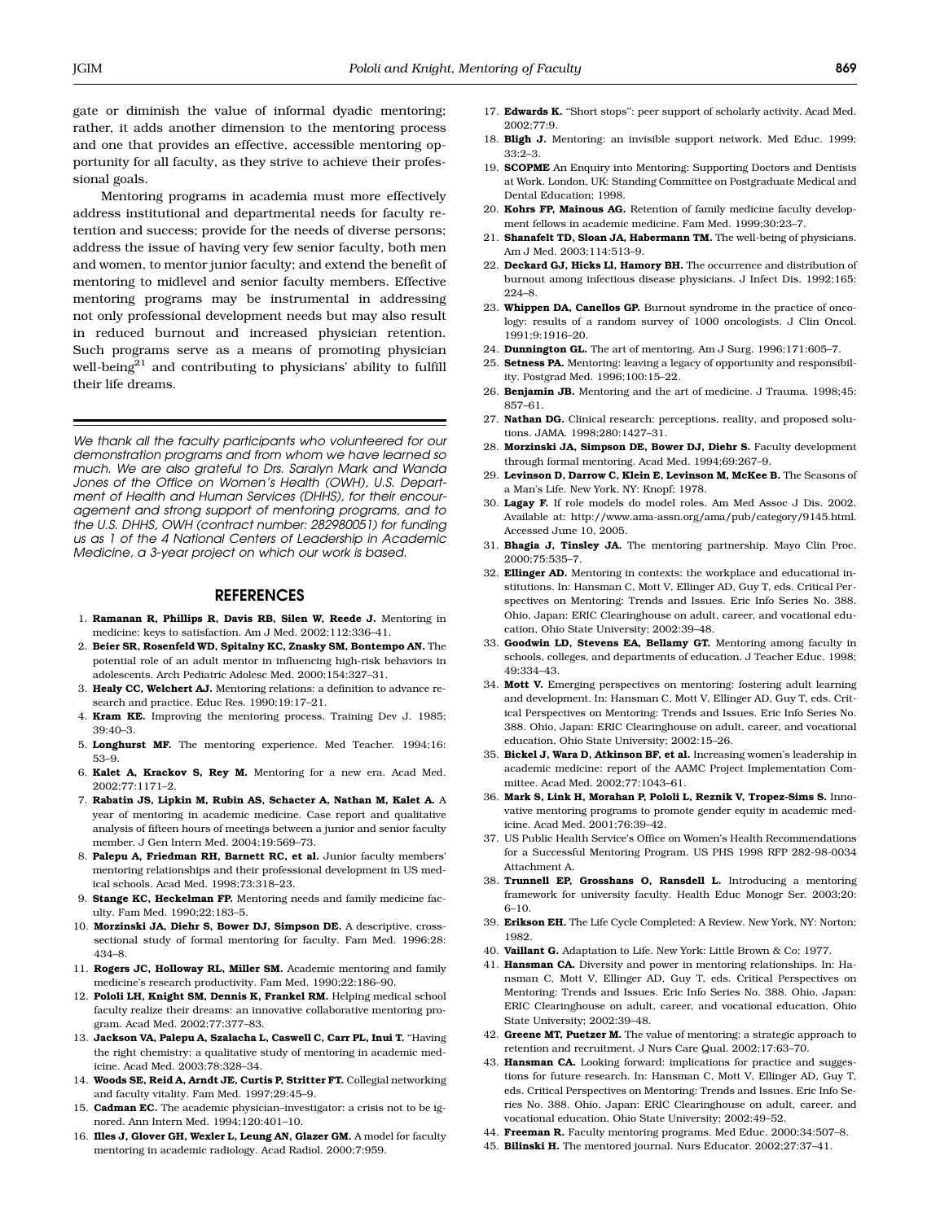gate or diminish the value of informal dyadic mentoring; rather, it adds another dimension to the mentoring process and one that provides an effective, accessible mentoring opportunity for all faculty, as they strive to achieve their professional goals.

Mentoring programs in academia must more effectively address institutional and departmental needs for faculty retention and success; provide for the needs of diverse persons; address the issue of having very few senior faculty, both men and women, to mentor junior faculty; and extend the benefit of mentoring to midlevel and senior faculty members. Effective mentoring programs may be instrumental in addressing not only professional development needs but may also result in reduced burnout and increased physician retention. Such programs serve as a means of promoting physician well-being[21] and contributing to physicians' ability to fulfill their life dreams.

---

*We thank all the faculty participants who volunteered for our demonstration programs and from whom we have learned so much. We are also grateful to Drs. Saralyn Mark and Wanda Jones of the Office on Women's Health (OWH), U.S. Department of Health and Human Services (DHHS), for their encouragement and strong support of mentoring programs, and to the U.S. DHHS, OWH (contract number: 282980051) for funding us as 1 of the 4 National Centers of Leadership in Academic Medicine, a 3-year project on which our work is based.*

## REFERENCES

1. **Ramanan R, Phillips R, Davis RB, Silen W, Reede J.** Mentoring in medicine: keys to satisfaction. Am J Med. 2002;112:336–41.
2. **Beier SR, Rosenfeld WD, Spitalny KC, Znasky SM, Bontempo AN.** The potential role of an adult mentor in influencing high-risk behaviors in adolescents. Arch Pediatric Adolesc Med. 2000;154:327–31.
3. **Healy CC, Welchert AJ.** Mentoring relations: a definition to advance research and practice. Educ Res. 1990;19:17–21.
4. **Kram KE.** Improving the mentoring process. Training Dev J. 1985; 39:40–3.
5. **Longhurst MF.** The mentoring experience. Med Teacher. 1994;16: 53–9.
6. **Kalet A, Krackov S, Rey M.** Mentoring for a new era. Acad Med. 2002;77:1171–2.
7. **Rabatin JS, Lipkin M, Rubin AS, Schacter A, Nathan M, Kalet A.** A year of mentoring in academic medicine. Case report and qualitative analysis of fifteen hours of meetings between a junior and senior faculty member. J Gen Intern Med. 2004;19:569–73.
8. **Palepu A, Friedman RH, Barnett RC, et al.** Junior faculty members' mentoring relationships and their professional development in US medical schools. Acad Med. 1998;73:318–23.
9. **Stange KC, Heckelman FP.** Mentoring needs and family medicine faculty. Fam Med. 1990;22:183–5.
10. **Morzinski JA, Diehr S, Bower DJ, Simpson DE.** A descriptive, cross-sectional study of formal mentoring for faculty. Fam Med. 1996;28: 434–8.
11. **Rogers JC, Holloway RL, Miller SM.** Academic mentoring and family medicine's research productivity. Fam Med. 1990;22:186–90.
12. **Pololi LH, Knight SM, Dennis K, Frankel RM.** Helping medical school faculty realize their dreams: an innovative collaborative mentoring program. Acad Med. 2002;77:377–83.
13. **Jackson VA, Palepu A, Szalacha L, Caswell C, Carr PL, Inui T.** "Having the right chemistry: a qualitative study of mentoring in academic medicine. Acad Med. 2003;78:328–34.
14. **Woods SE, Reid A, Arndt JE, Curtis P, Stritter FT.** Collegial networking and faculty vitality. Fam Med. 1997;29:45–9.
15. **Cadman EC.** The academic physician–investigator: a crisis not to be ignored. Ann Intern Med. 1994;120:401–10.
16. **Illes J, Glover GH, Wexler L, Leung AN, Glazer GM.** A model for faculty mentoring in academic radiology. Acad Radiol. 2000;7:959.
17. **Edwards K.** "Short stops": peer support of scholarly activity. Acad Med. 2002;77:9.
18. **Bligh J.** Mentoring: an invisible support network. Med Educ. 1999; 33:2–3.
19. **SCOPME** An Enquiry into Mentoring: Supporting Doctors and Dentists at Work. London, UK: Standing Committee on Postgraduate Medical and Dental Education; 1998.
20. **Kohrs FP, Mainous AG.** Retention of family medicine faculty development fellows in academic medicine. Fam Med. 1999;30:23–7.
21. **Shanafelt TD, Sloan JA, Habermann TM.** The well-being of physicians. Am J Med. 2003;114:513–9.
22. **Deckard GJ, Hicks LI, Hamory BH.** The occurrence and distribution of burnout among infectious disease physicians. J Infect Dis. 1992;165: 224–8.
23. **Whippen DA, Canellos GP.** Burnout syndrome in the practice of oncology: results of a random survey of 1000 oncologists. J Clin Oncol. 1991;9:1916–20.
24. **Dunnington GL.** The art of mentoring. Am J Surg. 1996;171:605–7.
25. **Setness PA.** Mentoring: leaving a legacy of opportunity and responsibility. Postgrad Med. 1996;100:15–22.
26. **Benjamin JB.** Mentoring and the art of medicine. J Trauma. 1998;45: 857–61.
27. **Nathan DG.** Clinical research: perceptions, reality, and proposed solutions. JAMA. 1998;280:1427–31.
28. **Morzinski JA, Simpson DE, Bower DJ, Diehr S.** Faculty development through formal mentoring. Acad Med. 1994;69:267–9.
29. **Levinson D, Darrow C, Klein E, Levinson M, McKee B.** The Seasons of a Man's Life. New York, NY: Knopf; 1978.
30. **Lagay F.** If role models do model roles. Am Med Assoc J Dis. 2002. Available at: http://www.ama-assn.org/ama/pub/category/9145.html. Accessed June 10, 2005.
31. **Bhagia J, Tinsley JA.** The mentoring partnership. Mayo Clin Proc. 2000;75:535–7.
32. **Ellinger AD.** Mentoring in contexts: the workplace and educational institutions. In: Hansman C, Mott V, Ellinger AD, Guy T, eds. Critical Perspectives on Mentoring: Trends and Issues. Eric Info Series No. 388. Ohio, Japan: ERIC Clearinghouse on adult, career, and vocational education, Ohio State University; 2002:39–48.
33. **Goodwin LD, Stevens EA, Bellamy GT.** Mentoring among faculty in schools, colleges, and departments of education. J Teacher Educ. 1998; 49:334–43.
34. **Mott V.** Emerging perspectives on mentoring: fostering adult learning and development. In: Hansman C, Mott V, Ellinger AD, Guy T, eds. Critical Perspectives on Mentoring: Trends and Issues. Eric Info Series No. 388. Ohio, Japan: ERIC Clearinghouse on adult, career, and vocational education, Ohio State University; 2002:15–26.
35. **Bickel J, Wara D, Atkinson BF, et al.** Increasing women's leadership in academic medicine: report of the AAMC Project Implementation Committee. Acad Med. 2002;77:1043–61.
36. **Mark S, Link H, Morahan P, Pololi L, Reznik V, Tropez-Sims S.** Innovative mentoring programs to promote gender equity in academic medicine. Acad Med. 2001;76:39–42.
37. US Public Health Service's Office on Women's Health Recommendations for a Successful Mentoring Program. US PHS 1998 RFP 282-98-0034 Attachment A.
38. **Trunnell EP, Grosshans O, Ransdell L.** Introducing a mentoring framework for university faculty. Health Educ Monogr Ser. 2003;20: 6–10.
39. **Erikson EH.** The Life Cycle Completed: A Review. New York, NY: Norton; 1982.
40. **Vaillant G.** Adaptation to Life. New York: Little Brown & Co; 1977.
41. **Hansman CA.** Diversity and power in mentoring relationships. In: Hansman C, Mott V, Ellinger AD, Guy T, eds. Critical Perspectives on Mentoring: Trends and Issues. Eric Info Series No. 388. Ohio, Japan: ERIC Clearinghouse on adult, career, and vocational education, Ohio State University; 2002:39–48.
42. **Greene MT, Puetzer M.** The value of mentoring: a strategic approach to retention and recruitment. J Nurs Care Qual. 2002;17:63–70.
43. **Hansman CA.** Looking forward: implications for practice and suggestions for future research. In: Hansman C, Mott V, Ellinger AD, Guy T, eds. Critical Perspectives on Mentoring: Trends and Issues. Eric Info Series No. 388. Ohio, Japan: ERIC Clearinghouse on adult, career, and vocational education, Ohio State University; 2002:49–52.
44. **Freeman R.** Faculty mentoring programs. Med Educ. 2000;34:507–8.
45. **Bilinski H.** The mentored journal. Nurs Educator. 2002;27:37–41.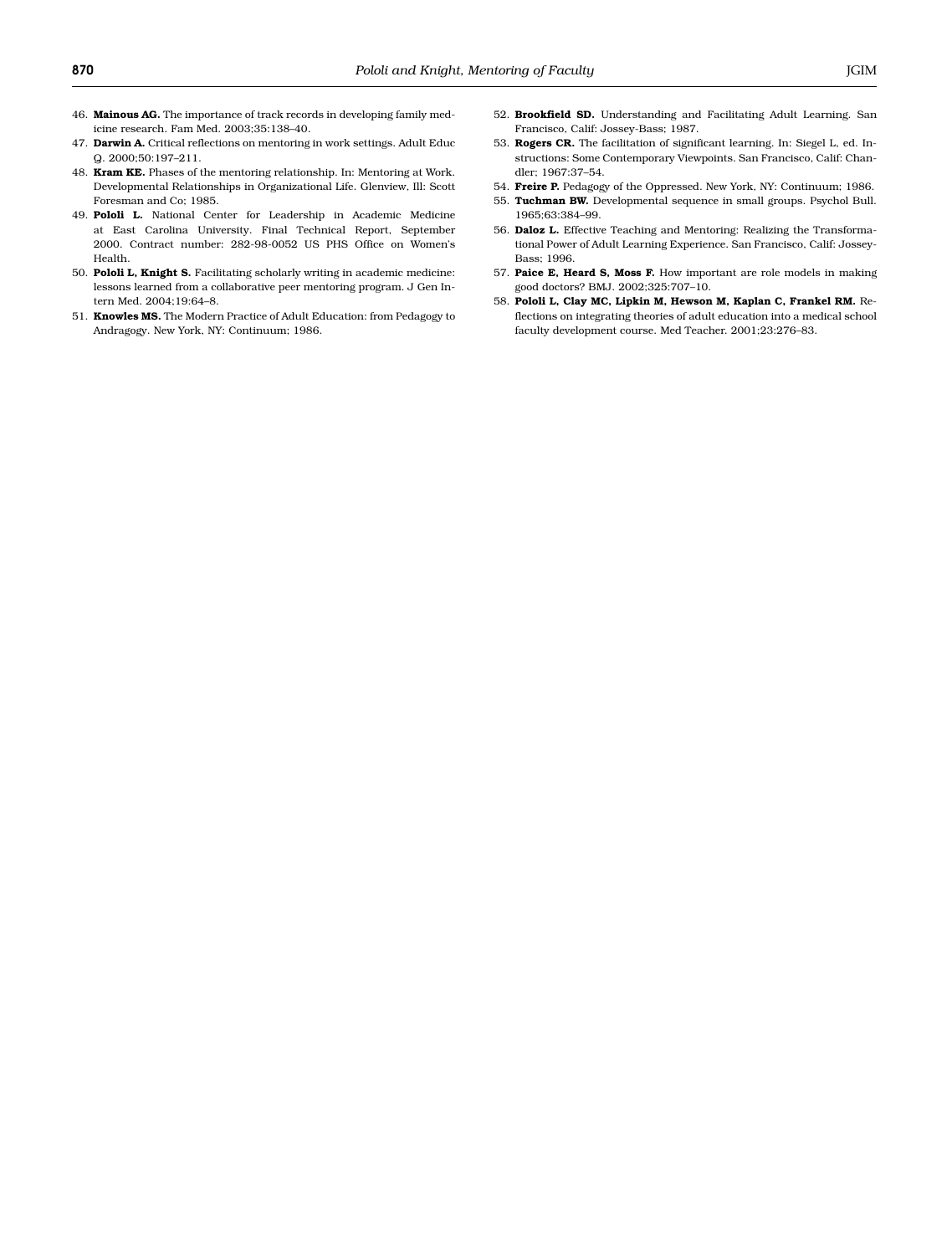46. **Mainous AG.** The importance of track records in developing family medicine research. Fam Med. 2003;35:138–40.
47. **Darwin A.** Critical reflections on mentoring in work settings. Adult Educ Q. 2000;50:197–211.
48. **Kram KE.** Phases of the mentoring relationship. In: Mentoring at Work. Developmental Relationships in Organizational Life. Glenview, Ill: Scott Foresman and Co; 1985.
49. **Pololi L.** National Center for Leadership in Academic Medicine at East Carolina University. Final Technical Report, September 2000. Contract number: 282-98-0052 US PHS Office on Women's Health.
50. **Pololi L, Knight S.** Facilitating scholarly writing in academic medicine: lessons learned from a collaborative peer mentoring program. J Gen Intern Med. 2004;19:64–8.
51. **Knowles MS.** The Modern Practice of Adult Education: from Pedagogy to Andragogy. New York, NY: Continuum; 1986.
52. **Brookfield SD.** Understanding and Facilitating Adult Learning. San Francisco, Calif: Jossey-Bass; 1987.
53. **Rogers CR.** The facilitation of significant learning. In: Siegel L, ed. Instructions: Some Contemporary Viewpoints. San Francisco, Calif: Chandler; 1967:37–54.
54. **Freire P.** Pedagogy of the Oppressed. New York, NY: Continuum; 1986.
55. **Tuchman BW.** Developmental sequence in small groups. Psychol Bull. 1965;63:384–99.
56. **Daloz L.** Effective Teaching and Mentoring: Realizing the Transformational Power of Adult Learning Experience. San Francisco, Calif: Jossey-Bass; 1996.
57. **Paice E, Heard S, Moss F.** How important are role models in making good doctors? BMJ. 2002;325:707–10.
58. **Pololi L, Clay MC, Lipkin M, Hewson M, Kaplan C, Frankel RM.** Reflections on integrating theories of adult education into a medical school faculty development course. Med Teacher. 2001;23:276–83.